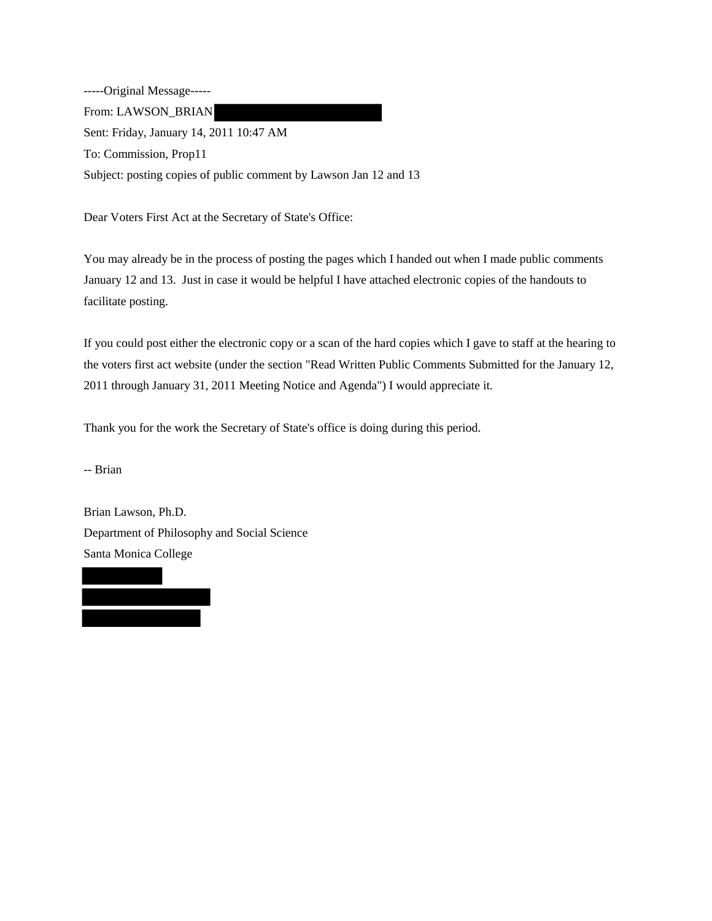-----Original Message-----

From: LAWSON_BRIAN

Sent: Friday, January 14, 2011 10:47 AM

To: Commission, Prop11

Subject: posting copies of public comment by Lawson Jan 12 and 13

Dear Voters First Act at the Secretary of State's Office:

You may already be in the process of posting the pages which I handed out when I made public comments January 12 and 13. Just in case it would be helpful I have attached electronic copies of the handouts to facilitate posting.

If you could post either the electronic copy or a scan of the hard copies which I gave to staff at the hearing to the voters first act website (under the section "Read Written Public Comments Submitted for the January 12, 2011 through January 31, 2011 Meeting Notice and Agenda") I would appreciate it.

Thank you for the work the Secretary of State's office is doing during this period.

-- Brian

Brian Lawson, Ph.D.  
Department of Philosophy and Social Science  
Santa Monica College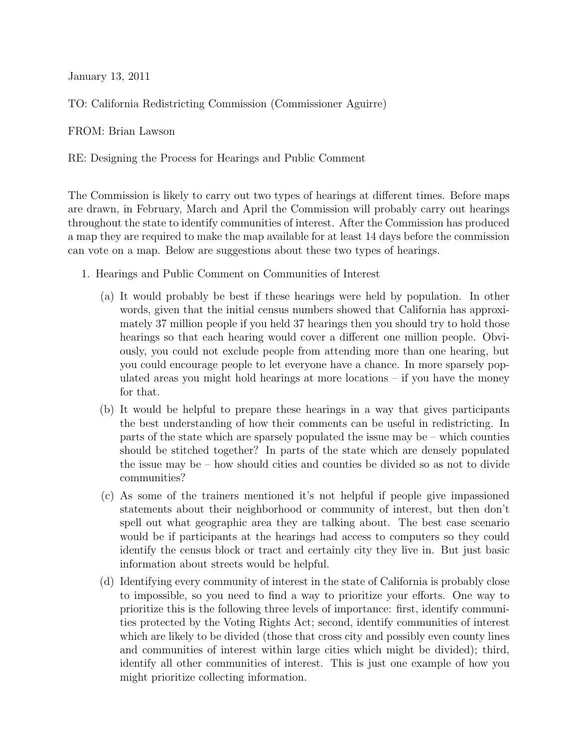January 13, 2011

TO: California Redistricting Commission (Commissioner Aguirre)

FROM: Brian Lawson

RE: Designing the Process for Hearings and Public Comment

The Commission is likely to carry out two types of hearings at different times. Before maps are drawn, in February, March and April the Commission will probably carry out hearings throughout the state to identify communities of interest. After the Commission has produced a map they are required to make the map available for at least 14 days before the commission can vote on a map. Below are suggestions about these two types of hearings.

1. Hearings and Public Comment on Communities of Interest

   (a) It would probably be best if these hearings were held by population. In other words, given that the initial census numbers showed that California has approximately 37 million people if you held 37 hearings then you should try to hold those hearings so that each hearing would cover a different one million people. Obviously, you could not exclude people from attending more than one hearing, but you could encourage people to let everyone have a chance. In more sparsely populated areas you might hold hearings at more locations – if you have the money for that.

   (b) It would be helpful to prepare these hearings in a way that gives participants the best understanding of how their comments can be useful in redistricting. In parts of the state which are sparsely populated the issue may be – which counties should be stitched together? In parts of the state which are densely populated the issue may be – how should cities and counties be divided so as not to divide communities?

   (c) As some of the trainers mentioned it's not helpful if people give impassioned statements about their neighborhood or community of interest, but then don't spell out what geographic area they are talking about. The best case scenario would be if participants at the hearings had access to computers so they could identify the census block or tract and certainly city they live in. But just basic information about streets would be helpful.

   (d) Identifying every community of interest in the state of California is probably close to impossible, so you need to find a way to prioritize your efforts. One way to prioritize this is the following three levels of importance: first, identify communities protected by the Voting Rights Act; second, identify communities of interest which are likely to be divided (those that cross city and possibly even county lines and communities of interest within large cities which might be divided); third, identify all other communities of interest. This is just one example of how you might prioritize collecting information.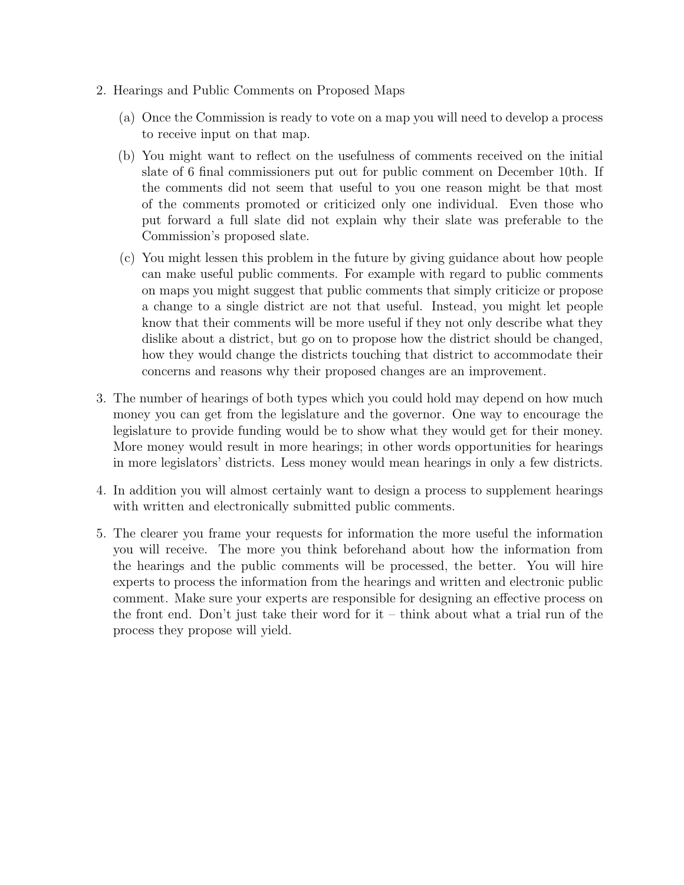2. Hearings and Public Comments on Proposed Maps

   (a) Once the Commission is ready to vote on a map you will need to develop a process to receive input on that map.

   (b) You might want to reflect on the usefulness of comments received on the initial slate of 6 final commissioners put out for public comment on December 10th. If the comments did not seem that useful to you one reason might be that most of the comments promoted or criticized only one individual. Even those who put forward a full slate did not explain why their slate was preferable to the Commission's proposed slate.

   (c) You might lessen this problem in the future by giving guidance about how people can make useful public comments. For example with regard to public comments on maps you might suggest that public comments that simply criticize or propose a change to a single district are not that useful. Instead, you might let people know that their comments will be more useful if they not only describe what they dislike about a district, but go on to propose how the district should be changed, how they would change the districts touching that district to accommodate their concerns and reasons why their proposed changes are an improvement.

3. The number of hearings of both types which you could hold may depend on how much money you can get from the legislature and the governor. One way to encourage the legislature to provide funding would be to show what they would get for their money. More money would result in more hearings; in other words opportunities for hearings in more legislators' districts. Less money would mean hearings in only a few districts.

4. In addition you will almost certainly want to design a process to supplement hearings with written and electronically submitted public comments.

5. The clearer you frame your requests for information the more useful the information you will receive. The more you think beforehand about how the information from the hearings and the public comments will be processed, the better. You will hire experts to process the information from the hearings and written and electronic public comment. Make sure your experts are responsible for designing an effective process on the front end. Don't just take their word for it – think about what a trial run of the process they propose will yield.